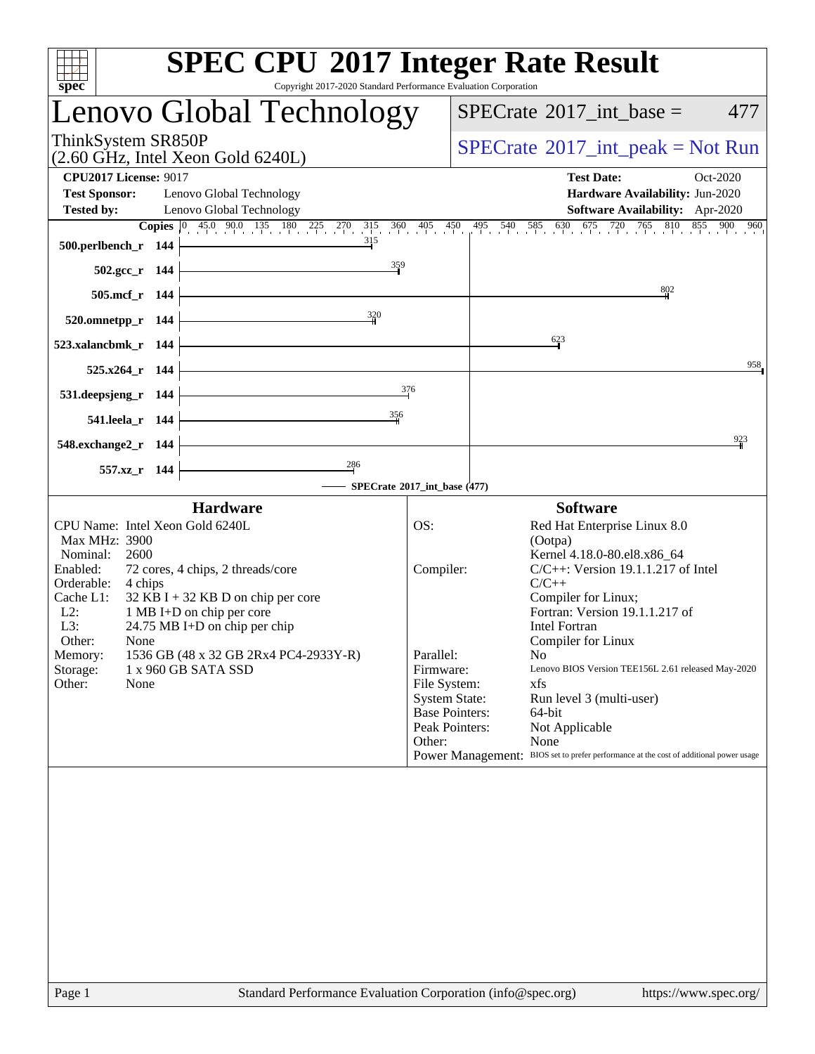# SPEC CPU 2017 Integer Rate Result

Copyright 2017-2020 Standard Performance Evaluation Corporation

## Lenovo Global Technology

ThinkSystem SR850P
(2.60 GHz, Intel Xeon Gold 6240L)

SPECrate 2017_int_base = 477

SPECrate 2017_int_peak = Not Run

**CPU2017 License:** 9017
**Test Sponsor:** Lenovo Global Technology
**Tested by:** Lenovo Global Technology

**Test Date:** Oct-2020
**Hardware Availability:** Jun-2020
**Software Availability:** Apr-2020

| Benchmark | Copies | SPECrate 2017_int_base |
|---|---|---|
| 500.perlbench_r | 144 | 315 |
| 502.gcc_r | 144 | 359 |
| 505.mcf_r | 144 | 802 |
| 520.omnetpp_r | 144 | 320 |
| 523.xalancbmk_r | 144 | 623 |
| 525.x264_r | 144 | 958 |
| 531.deepsjeng_r | 144 | 376 |
| 541.leela_r | 144 | 356 |
| 548.exchange2_r | 144 | 923 |
| 557.xz_r | 144 | 286 |

SPECrate 2017_int_base (477)

### Hardware

| | |
|---|---|
| CPU Name: | Intel Xeon Gold 6240L |
| Max MHz: | 3900 |
| Nominal: | 2600 |
| Enabled: | 72 cores, 4 chips, 2 threads/core |
| Orderable: | 4 chips |
| Cache L1: | 32 KB I + 32 KB D on chip per core |
| L2: | 1 MB I+D on chip per core |
| L3: | 24.75 MB I+D on chip per chip |
| Other: | None |
| Memory: | 1536 GB (48 x 32 GB 2Rx4 PC4-2933Y-R) |
| Storage: | 1 x 960 GB SATA SSD |
| Other: | None |

### Software

| | |
|---|---|
| OS: | Red Hat Enterprise Linux 8.0 (Ootpa) Kernel 4.18.0-80.el8.x86_64 |
| Compiler: | C/C++: Version 19.1.1.217 of Intel C/C++ Compiler for Linux; Fortran: Version 19.1.1.217 of Intel Fortran Compiler for Linux |
| Parallel: | No |
| Firmware: | Lenovo BIOS Version TEE156L 2.61 released May-2020 |
| File System: | xfs |
| System State: | Run level 3 (multi-user) |
| Base Pointers: | 64-bit |
| Peak Pointers: | Not Applicable |
| Other: | None |
| Power Management: | BIOS set to prefer performance at the cost of additional power usage |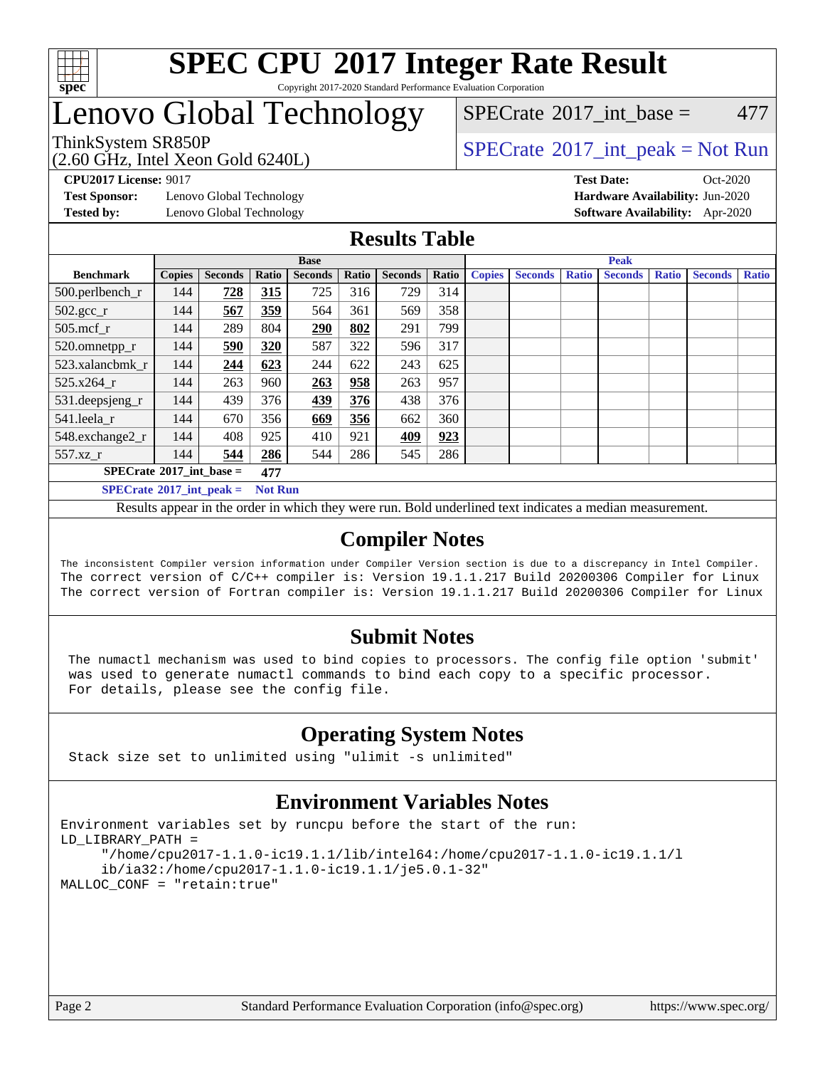# SPEC CPU 2017 Integer Rate Result

Copyright 2017-2020 Standard Performance Evaluation Corporation

# Lenovo Global Technology

ThinkSystem SR850P
(2.60 GHz, Intel Xeon Gold 6240L)

SPECrate 2017_int_base = 477

SPECrate 2017_int_peak = Not Run

**CPU2017 License:** 9017
**Test Sponsor:** Lenovo Global Technology
**Tested by:** Lenovo Global Technology

**Test Date:** Oct-2020
**Hardware Availability:** Jun-2020
**Software Availability:** Apr-2020

## Results Table

| Benchmark | Base | | | | | | | Peak | | | | | | |
|---|---|---|---|---|---|---|---|---|---|---|---|---|---|---|
| | Copies | Seconds | Ratio | Seconds | Ratio | Seconds | Ratio | Copies | Seconds | Ratio | Seconds | Ratio | Seconds | Ratio |
| 500.perlbench_r | 144 | **728** | **315** | 725 | 316 | 729 | 314 | | | | | | | |
| 502.gcc_r | 144 | **567** | **359** | 564 | 361 | 569 | 358 | | | | | | | |
| 505.mcf_r | 144 | 289 | 804 | **290** | **802** | 291 | 799 | | | | | | | |
| 520.omnetpp_r | 144 | **590** | **320** | 587 | 322 | 596 | 317 | | | | | | | |
| 523.xalancbmk_r | 144 | **244** | **623** | 244 | 622 | 243 | 625 | | | | | | | |
| 525.x264_r | 144 | 263 | 960 | **263** | **958** | 263 | 957 | | | | | | | |
| 531.deepsjeng_r | 144 | 439 | 376 | **439** | **376** | 438 | 376 | | | | | | | |
| 541.leela_r | 144 | 670 | 356 | **669** | **356** | 662 | 360 | | | | | | | |
| 548.exchange2_r | 144 | 408 | 925 | 410 | 921 | **409** | **923** | | | | | | | |
| 557.xz_r | 144 | **544** | **286** | 544 | 286 | 545 | 286 | | | | | | | |

**SPECrate 2017_int_base =** **477**

**SPECrate 2017_int_peak =** **Not Run**

Results appear in the order in which they were run. Bold underlined text indicates a median measurement.

## Compiler Notes

```
The inconsistent Compiler version information under Compiler Version section is due to a discrepancy in Intel Compiler.
The correct version of C/C++ compiler is: Version 19.1.1.217 Build 20200306 Compiler for Linux
The correct version of Fortran compiler is: Version 19.1.1.217 Build 20200306 Compiler for Linux
```

## Submit Notes

```
The numactl mechanism was used to bind copies to processors. The config file option 'submit'
was used to generate numactl commands to bind each copy to a specific processor.
For details, please see the config file.
```

## Operating System Notes

```
Stack size set to unlimited using "ulimit -s unlimited"
```

## Environment Variables Notes

```
Environment variables set by runcpu before the start of the run:
LD_LIBRARY_PATH =
     "/home/cpu2017-1.1.0-ic19.1.1/lib/intel64:/home/cpu2017-1.1.0-ic19.1.1/l
     ib/ia32:/home/cpu2017-1.1.0-ic19.1.1/je5.0.1-32"
MALLOC_CONF = "retain:true"
```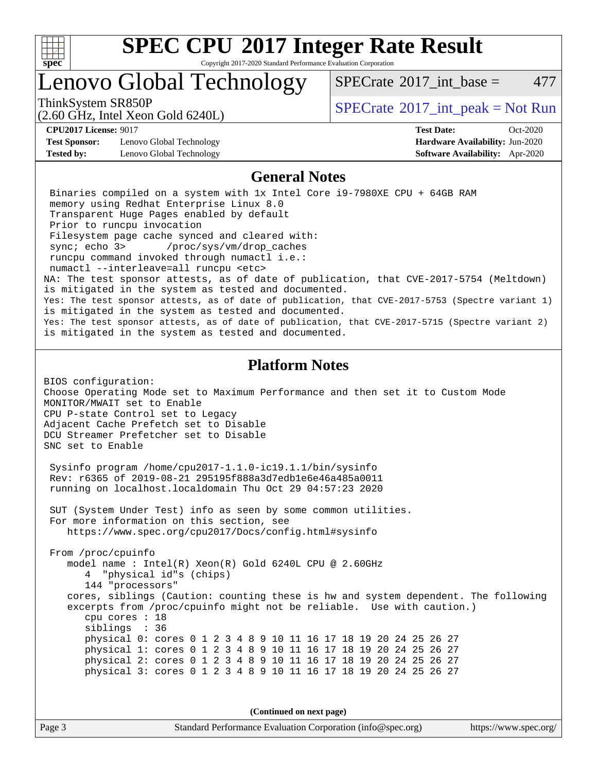# SPEC CPU 2017 Integer Rate Result

Copyright 2017-2020 Standard Performance Evaluation Corporation

# Lenovo Global Technology

ThinkSystem SR850P
(2.60 GHz, Intel Xeon Gold 6240L)

SPECrate 2017_int_base = 477

SPECrate 2017_int_peak = Not Run

**CPU2017 License:** 9017
**Test Sponsor:** Lenovo Global Technology
**Tested by:** Lenovo Global Technology

**Test Date:** Oct-2020
**Hardware Availability:** Jun-2020
**Software Availability:** Apr-2020

## General Notes

```
 Binaries compiled on a system with 1x Intel Core i9-7980XE CPU + 64GB RAM
 memory using Redhat Enterprise Linux 8.0
 Transparent Huge Pages enabled by default
 Prior to runcpu invocation
 Filesystem page cache synced and cleared with:
 sync; echo 3>       /proc/sys/vm/drop_caches
 runcpu command invoked through numactl i.e.:
 numactl --interleave=all runcpu <etc>
NA: The test sponsor attests, as of date of publication, that CVE-2017-5754 (Meltdown)
is mitigated in the system as tested and documented.
Yes: The test sponsor attests, as of date of publication, that CVE-2017-5753 (Spectre variant 1)
is mitigated in the system as tested and documented.
Yes: The test sponsor attests, as of date of publication, that CVE-2017-5715 (Spectre variant 2)
is mitigated in the system as tested and documented.
```

## Platform Notes

```
BIOS configuration:
Choose Operating Mode set to Maximum Performance and then set it to Custom Mode
MONITOR/MWAIT set to Enable
CPU P-state Control set to Legacy
Adjacent Cache Prefetch set to Disable
DCU Streamer Prefetcher set to Disable
SNC set to Enable

 Sysinfo program /home/cpu2017-1.1.0-ic19.1.1/bin/sysinfo
 Rev: r6365 of 2019-08-21 295195f888a3d7edb1e6e46a485a0011
 running on localhost.localdomain Thu Oct 29 04:57:23 2020

 SUT (System Under Test) info as seen by some common utilities.
 For more information on this section, see
    https://www.spec.org/cpu2017/Docs/config.html#sysinfo

 From /proc/cpuinfo
    model name : Intel(R) Xeon(R) Gold 6240L CPU @ 2.60GHz
       4  "physical id"s (chips)
       144 "processors"
    cores, siblings (Caution: counting these is hw and system dependent. The following
    excerpts from /proc/cpuinfo might not be reliable.  Use with caution.)
       cpu cores : 18
       siblings  : 36
       physical 0: cores 0 1 2 3 4 8 9 10 11 16 17 18 19 20 24 25 26 27
       physical 1: cores 0 1 2 3 4 8 9 10 11 16 17 18 19 20 24 25 26 27
       physical 2: cores 0 1 2 3 4 8 9 10 11 16 17 18 19 20 24 25 26 27
       physical 3: cores 0 1 2 3 4 8 9 10 11 16 17 18 19 20 24 25 26 27
```

**(Continued on next page)**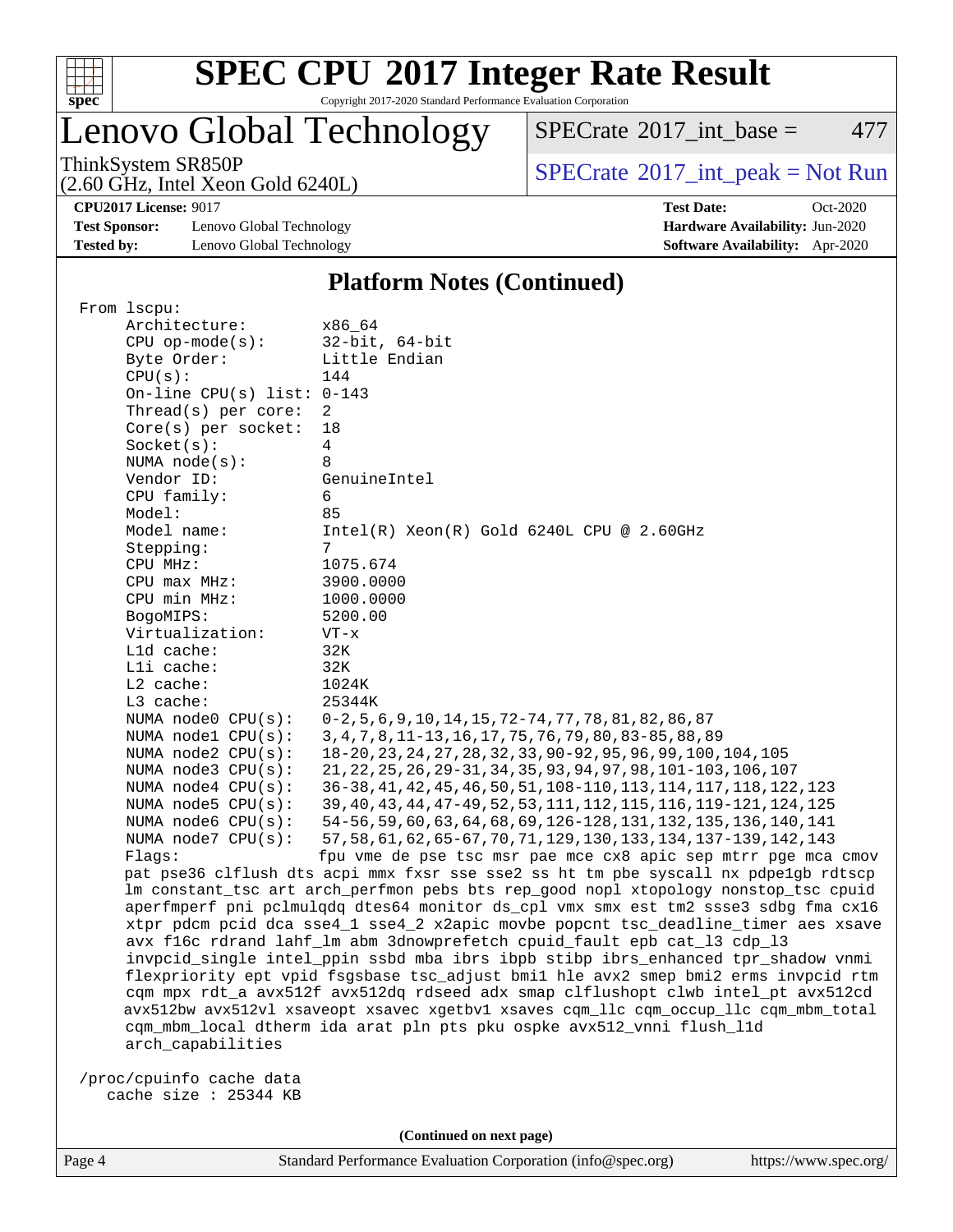# SPEC CPU 2017 Integer Rate Result

Copyright 2017-2020 Standard Performance Evaluation Corporation

# Lenovo Global Technology

ThinkSystem SR850P
(2.60 GHz, Intel Xeon Gold 6240L)

SPECrate 2017_int_base = 477

SPECrate 2017_int_peak = Not Run

**CPU2017 License:** 9017
**Test Sponsor:** Lenovo Global Technology
**Tested by:** Lenovo Global Technology

**Test Date:** Oct-2020
**Hardware Availability:** Jun-2020
**Software Availability:** Apr-2020

## Platform Notes (Continued)

```
From lscpu:
     Architecture:          x86_64
     CPU op-mode(s):        32-bit, 64-bit
     Byte Order:            Little Endian
     CPU(s):                144
     On-line CPU(s) list: 0-143
     Thread(s) per core:  2
     Core(s) per socket:  18
     Socket(s):             4
     NUMA node(s):          8
     Vendor ID:             GenuineIntel
     CPU family:            6
     Model:                 85
     Model name:            Intel(R) Xeon(R) Gold 6240L CPU @ 2.60GHz
     Stepping:              7
     CPU MHz:               1075.674
     CPU max MHz:           3900.0000
     CPU min MHz:           1000.0000
     BogoMIPS:              5200.00
     Virtualization:        VT-x
     L1d cache:             32K
     L1i cache:             32K
     L2 cache:              1024K
     L3 cache:              25344K
     NUMA node0 CPU(s):     0-2,5,6,9,10,14,15,72-74,77,78,81,82,86,87
     NUMA node1 CPU(s):     3,4,7,8,11-13,16,17,75,76,79,80,83-85,88,89
     NUMA node2 CPU(s):     18-20,23,24,27,28,32,33,90-92,95,96,99,100,104,105
     NUMA node3 CPU(s):     21,22,25,26,29-31,34,35,93,94,97,98,101-103,106,107
     NUMA node4 CPU(s):     36-38,41,42,45,46,50,51,108-110,113,114,117,118,122,123
     NUMA node5 CPU(s):     39,40,43,44,47-49,52,53,111,112,115,116,119-121,124,125
     NUMA node6 CPU(s):     54-56,59,60,63,64,68,69,126-128,131,132,135,136,140,141
     NUMA node7 CPU(s):     57,58,61,62,65-67,70,71,129,130,133,134,137-139,142,143
     Flags:                 fpu vme de pse tsc msr pae mce cx8 apic sep mtrr pge mca cmov
     pat pse36 clflush dts acpi mmx fxsr sse sse2 ss ht tm pbe syscall nx pdpe1gb rdtscp
     lm constant_tsc art arch_perfmon pebs bts rep_good nopl xtopology nonstop_tsc cpuid
     aperfmperf pni pclmulqdq dtes64 monitor ds_cpl vmx smx est tm2 ssse3 sdbg fma cx16
     xtpr pdcm pcid dca sse4_1 sse4_2 x2apic movbe popcnt tsc_deadline_timer aes xsave
     avx f16c rdrand lahf_lm abm 3dnowprefetch cpuid_fault epb cat_l3 cdp_l3
     invpcid_single intel_ppin ssbd mba ibrs ibpb stibp ibrs_enhanced tpr_shadow vnmi
     flexpriority ept vpid fsgsbase tsc_adjust bmi1 hle avx2 smep bmi2 erms invpcid rtm
     cqm mpx rdt_a avx512f avx512dq rdseed adx smap clflushopt clwb intel_pt avx512cd
     avx512bw avx512vl xsaveopt xsavec xgetbv1 xsaves cqm_llc cqm_occup_llc cqm_mbm_total
     cqm_mbm_local dtherm ida arat pln pts pku ospke avx512_vnni flush_l1d
     arch_capabilities

 /proc/cpuinfo cache data
    cache size : 25344 KB
```

(Continued on next page)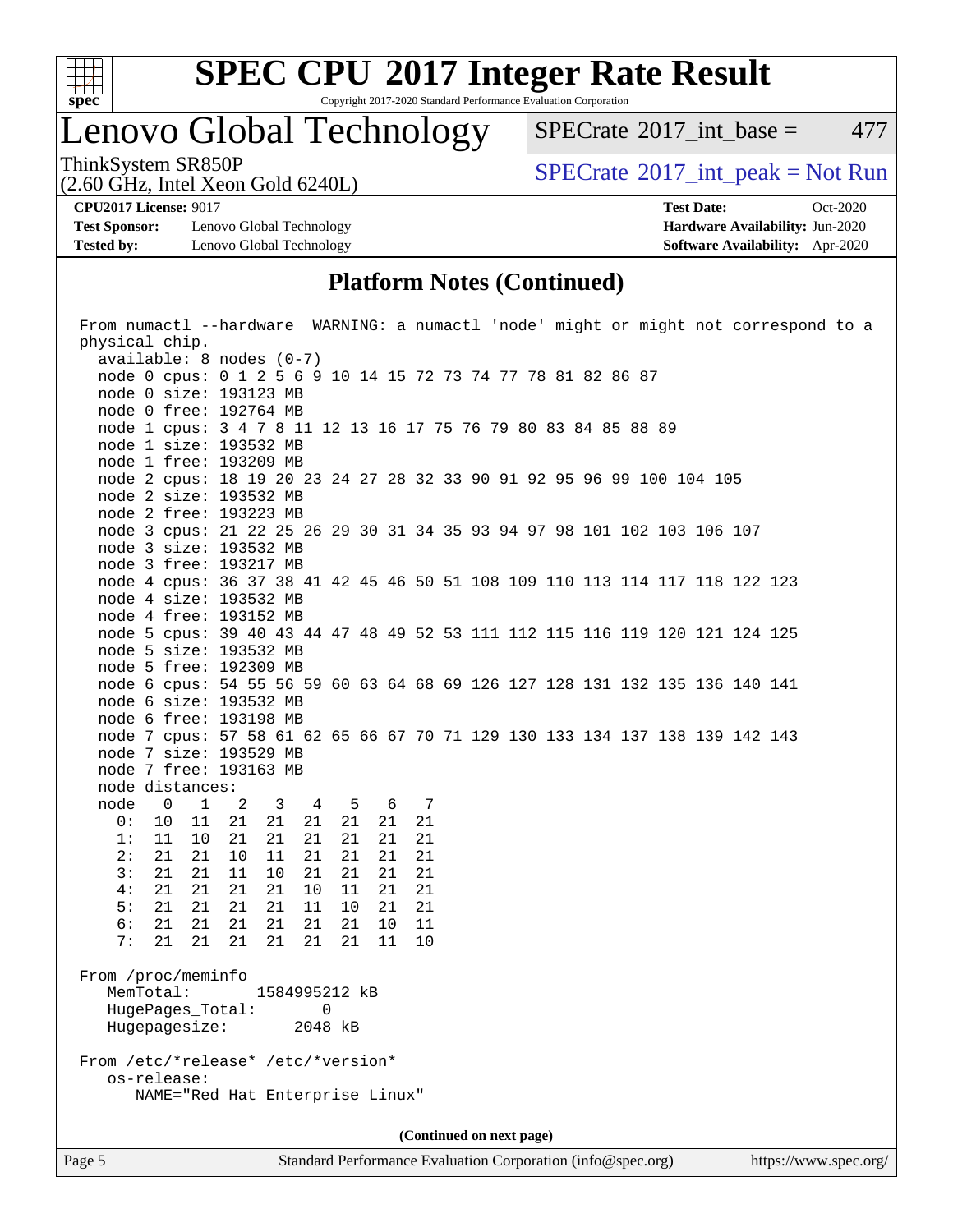# SPEC CPU 2017 Integer Rate Result

Copyright 2017-2020 Standard Performance Evaluation Corporation

## Lenovo Global Technology

ThinkSystem SR850P
(2.60 GHz, Intel Xeon Gold 6240L)

SPECrate 2017_int_base = 477

SPECrate 2017_int_peak = Not Run

**CPU2017 License:** 9017
**Test Sponsor:** Lenovo Global Technology
**Tested by:** Lenovo Global Technology

**Test Date:** Oct-2020
**Hardware Availability:** Jun-2020
**Software Availability:** Apr-2020

### Platform Notes (Continued)

```
From numactl --hardware  WARNING: a numactl 'node' might or might not correspond to a
physical chip.
  available: 8 nodes (0-7)
  node 0 cpus: 0 1 2 5 6 9 10 14 15 72 73 74 77 78 81 82 86 87
  node 0 size: 193123 MB
  node 0 free: 192764 MB
  node 1 cpus: 3 4 7 8 11 12 13 16 17 75 76 79 80 83 84 85 88 89
  node 1 size: 193532 MB
  node 1 free: 193209 MB
  node 2 cpus: 18 19 20 23 24 27 28 32 33 90 91 92 95 96 99 100 104 105
  node 2 size: 193532 MB
  node 2 free: 193223 MB
  node 3 cpus: 21 22 25 26 29 30 31 34 35 93 94 97 98 101 102 103 106 107
  node 3 size: 193532 MB
  node 3 free: 193217 MB
  node 4 cpus: 36 37 38 41 42 45 46 50 51 108 109 110 113 114 117 118 122 123
  node 4 size: 193532 MB
  node 4 free: 193152 MB
  node 5 cpus: 39 40 43 44 47 48 49 52 53 111 112 115 116 119 120 121 124 125
  node 5 size: 193532 MB
  node 5 free: 192309 MB
  node 6 cpus: 54 55 56 59 60 63 64 68 69 126 127 128 131 132 135 136 140 141
  node 6 size: 193532 MB
  node 6 free: 193198 MB
  node 7 cpus: 57 58 61 62 65 66 67 70 71 129 130 133 134 137 138 139 142 143
  node 7 size: 193529 MB
  node 7 free: 193163 MB
  node distances:
  node   0   1   2   3   4   5   6   7
    0:  10  11  21  21  21  21  21  21
    1:  11  10  21  21  21  21  21  21
    2:  21  21  10  11  21  21  21  21
    3:  21  21  11  10  21  21  21  21
    4:  21  21  21  21  10  11  21  21
    5:  21  21  21  21  11  10  21  21
    6:  21  21  21  21  21  21  10  11
    7:  21  21  21  21  21  21  11  10

From /proc/meminfo
   MemTotal:       1584995212 kB
   HugePages_Total:       0
   Hugepagesize:       2048 kB

From /etc/*release* /etc/*version*
   os-release:
      NAME="Red Hat Enterprise Linux"
```

(Continued on next page)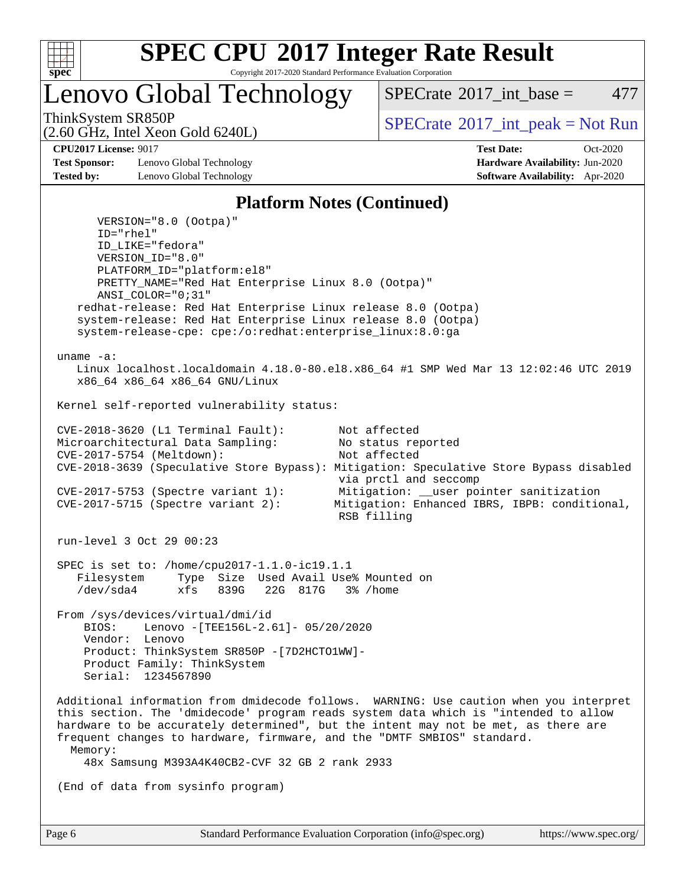# SPEC CPU 2017 Integer Rate Result

Copyright 2017-2020 Standard Performance Evaluation Corporation

## Lenovo Global Technology

ThinkSystem SR850P
(2.60 GHz, Intel Xeon Gold 6240L)

SPECrate 2017_int_base = 477

SPECrate 2017_int_peak = Not Run

**CPU2017 License:** 9017
**Test Sponsor:** Lenovo Global Technology
**Tested by:** Lenovo Global Technology

**Test Date:** Oct-2020
**Hardware Availability:** Jun-2020
**Software Availability:** Apr-2020

### Platform Notes (Continued)

```
      VERSION="8.0 (Ootpa)"
      ID="rhel"
      ID_LIKE="fedora"
      VERSION_ID="8.0"
      PLATFORM_ID="platform:el8"
      PRETTY_NAME="Red Hat Enterprise Linux 8.0 (Ootpa)"
      ANSI_COLOR="0;31"
   redhat-release: Red Hat Enterprise Linux release 8.0 (Ootpa)
   system-release: Red Hat Enterprise Linux release 8.0 (Ootpa)
   system-release-cpe: cpe:/o:redhat:enterprise_linux:8.0:ga

uname -a:
   Linux localhost.localdomain 4.18.0-80.el8.x86_64 #1 SMP Wed Mar 13 12:02:46 UTC 2019
   x86_64 x86_64 x86_64 GNU/Linux

Kernel self-reported vulnerability status:

CVE-2018-3620 (L1 Terminal Fault):         Not affected
Microarchitectural Data Sampling:          No status reported
CVE-2017-5754 (Meltdown):                  Not affected
CVE-2018-3639 (Speculative Store Bypass): Mitigation: Speculative Store Bypass disabled
                                           via prctl and seccomp
CVE-2017-5753 (Spectre variant 1):         Mitigation: __user pointer sanitization
CVE-2017-5715 (Spectre variant 2):        Mitigation: Enhanced IBRS, IBPB: conditional,
                                           RSB filling

run-level 3 Oct 29 00:23

SPEC is set to: /home/cpu2017-1.1.0-ic19.1.1
   Filesystem     Type  Size  Used Avail Use% Mounted on
   /dev/sda4      xfs   839G   22G  817G   3% /home

From /sys/devices/virtual/dmi/id
    BIOS:    Lenovo -[TEE156L-2.61]- 05/20/2020
    Vendor:  Lenovo
    Product: ThinkSystem SR850P -[7D2HCTO1WW]-
    Product Family: ThinkSystem
    Serial:  1234567890

Additional information from dmidecode follows.  WARNING: Use caution when you interpret
this section. The 'dmidecode' program reads system data which is "intended to allow
hardware to be accurately determined", but the intent may not be met, as there are
frequent changes to hardware, firmware, and the "DMTF SMBIOS" standard.
  Memory:
    48x Samsung M393A4K40CB2-CVF 32 GB 2 rank 2933

(End of data from sysinfo program)
```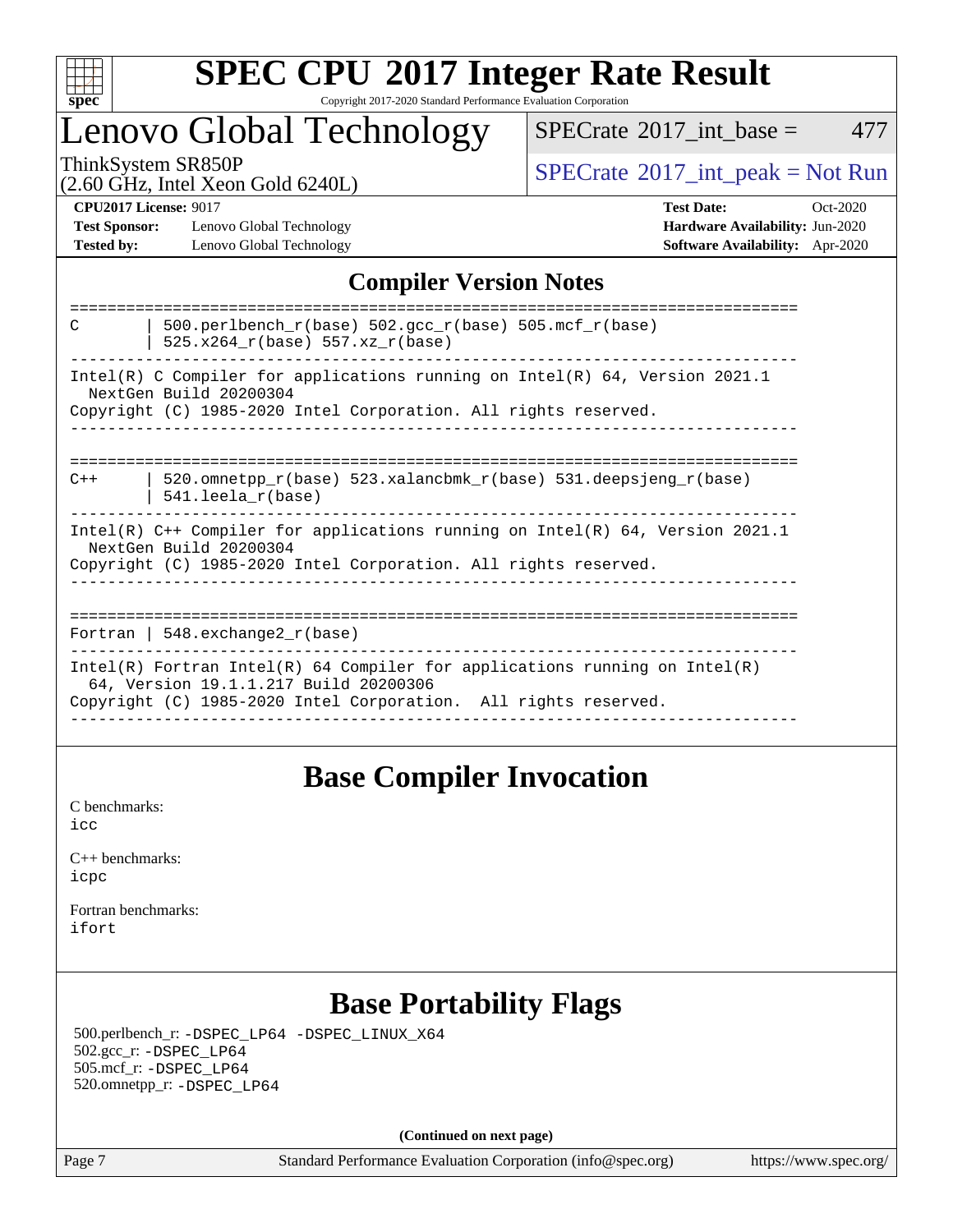## Compiler Version Notes

```
==============================================================================
C       | 500.perlbench_r(base) 502.gcc_r(base) 505.mcf_r(base)
        | 525.x264_r(base) 557.xz_r(base)
------------------------------------------------------------------------------
Intel(R) C Compiler for applications running on Intel(R) 64, Version 2021.1
  NextGen Build 20200304
Copyright (C) 1985-2020 Intel Corporation. All rights reserved.
------------------------------------------------------------------------------

==============================================================================
C++     | 520.omnetpp_r(base) 523.xalancbmk_r(base) 531.deepsjeng_r(base)
        | 541.leela_r(base)
------------------------------------------------------------------------------
Intel(R) C++ Compiler for applications running on Intel(R) 64, Version 2021.1
  NextGen Build 20200304
Copyright (C) 1985-2020 Intel Corporation. All rights reserved.
------------------------------------------------------------------------------

==============================================================================
Fortran | 548.exchange2_r(base)
------------------------------------------------------------------------------
Intel(R) Fortran Intel(R) 64 Compiler for applications running on Intel(R)
  64, Version 19.1.1.217 Build 20200306
Copyright (C) 1985-2020 Intel Corporation.  All rights reserved.
------------------------------------------------------------------------------
```

## Base Compiler Invocation

C benchmarks:
icc

C++ benchmarks:
icpc

Fortran benchmarks:
ifort

## Base Portability Flags

500.perlbench_r: -DSPEC_LP64 -DSPEC_LINUX_X64
502.gcc_r: -DSPEC_LP64
505.mcf_r: -DSPEC_LP64
520.omnetpp_r: -DSPEC_LP64

(Continued on next page)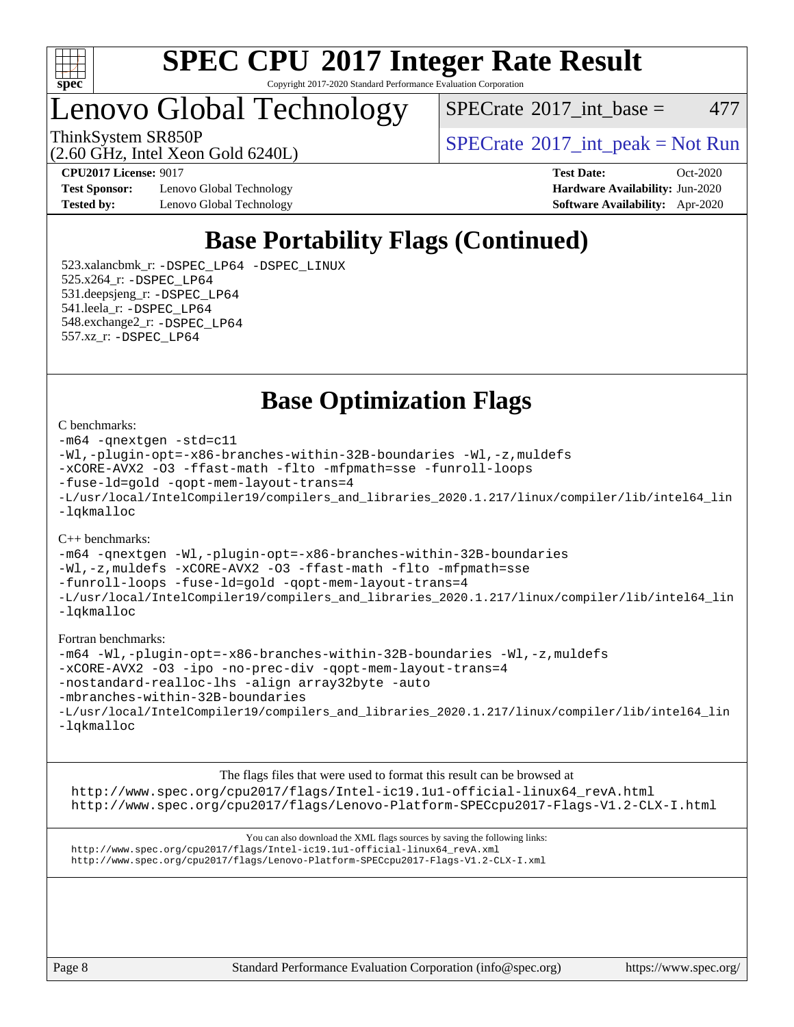# SPEC CPU 2017 Integer Rate Result

Copyright 2017-2020 Standard Performance Evaluation Corporation

# Lenovo Global Technology

ThinkSystem SR850P
(2.60 GHz, Intel Xeon Gold 6240L)

SPECrate 2017_int_base = 477

SPECrate 2017_int_peak = Not Run

**CPU2017 License:** 9017
**Test Sponsor:** Lenovo Global Technology
**Tested by:** Lenovo Global Technology

**Test Date:** Oct-2020
**Hardware Availability:** Jun-2020
**Software Availability:** Apr-2020

## Base Portability Flags (Continued)

523.xalancbmk_r: -DSPEC_LP64 -DSPEC_LINUX
525.x264_r: -DSPEC_LP64
531.deepsjeng_r: -DSPEC_LP64
541.leela_r: -DSPEC_LP64
548.exchange2_r: -DSPEC_LP64
557.xz_r: -DSPEC_LP64

## Base Optimization Flags

C benchmarks:

```
-m64 -qnextgen -std=c11
-Wl,-plugin-opt=-x86-branches-within-32B-boundaries -Wl,-z,muldefs
-xCORE-AVX2 -O3 -ffast-math -flto -mfpmath=sse -funroll-loops
-fuse-ld=gold -qopt-mem-layout-trans=4
-L/usr/local/IntelCompiler19/compilers_and_libraries_2020.1.217/linux/compiler/lib/intel64_lin
-lqkmalloc
```

C++ benchmarks:

```
-m64 -qnextgen -Wl,-plugin-opt=-x86-branches-within-32B-boundaries
-Wl,-z,muldefs -xCORE-AVX2 -O3 -ffast-math -flto -mfpmath=sse
-funroll-loops -fuse-ld=gold -qopt-mem-layout-trans=4
-L/usr/local/IntelCompiler19/compilers_and_libraries_2020.1.217/linux/compiler/lib/intel64_lin
-lqkmalloc
```

Fortran benchmarks:

```
-m64 -Wl,-plugin-opt=-x86-branches-within-32B-boundaries -Wl,-z,muldefs
-xCORE-AVX2 -O3 -ipo -no-prec-div -qopt-mem-layout-trans=4
-nostandard-realloc-lhs -align array32byte -auto
-mbranches-within-32B-boundaries
-L/usr/local/IntelCompiler19/compilers_and_libraries_2020.1.217/linux/compiler/lib/intel64_lin
-lqkmalloc
```

The flags files that were used to format this result can be browsed at
http://www.spec.org/cpu2017/flags/Intel-ic19.1u1-official-linux64_revA.html
http://www.spec.org/cpu2017/flags/Lenovo-Platform-SPECcpu2017-Flags-V1.2-CLX-I.html

You can also download the XML flags sources by saving the following links:
http://www.spec.org/cpu2017/flags/Intel-ic19.1u1-official-linux64_revA.xml
http://www.spec.org/cpu2017/flags/Lenovo-Platform-SPECcpu2017-Flags-V1.2-CLX-I.xml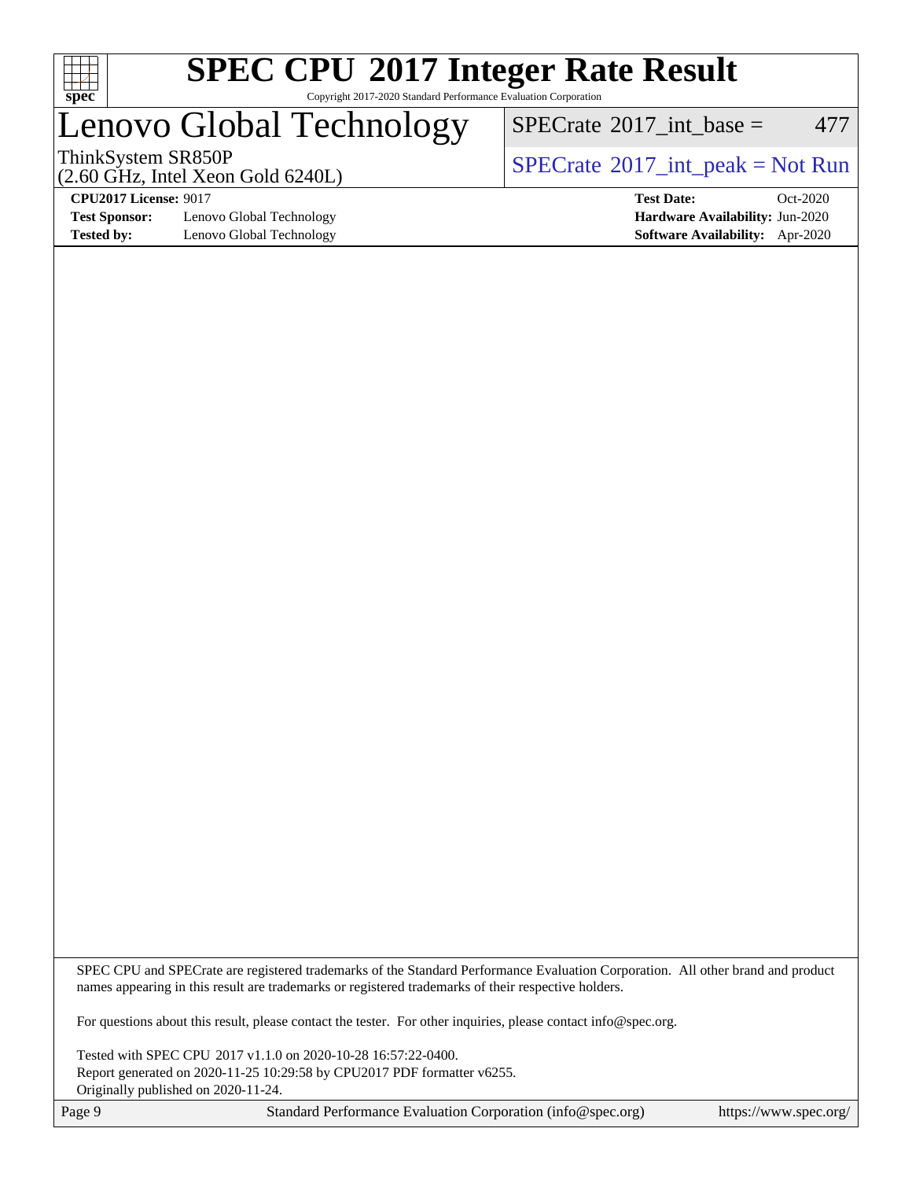SPEC CPU and SPECrate are registered trademarks of the Standard Performance Evaluation Corporation. All other brand and product names appearing in this result are trademarks or registered trademarks of their respective holders.

For questions about this result, please contact the tester. For other inquiries, please contact info@spec.org.

Tested with SPEC CPU 2017 v1.1.0 on 2020-10-28 16:57:22-0400.
Report generated on 2020-11-25 10:29:58 by CPU2017 PDF formatter v6255.
Originally published on 2020-11-24.